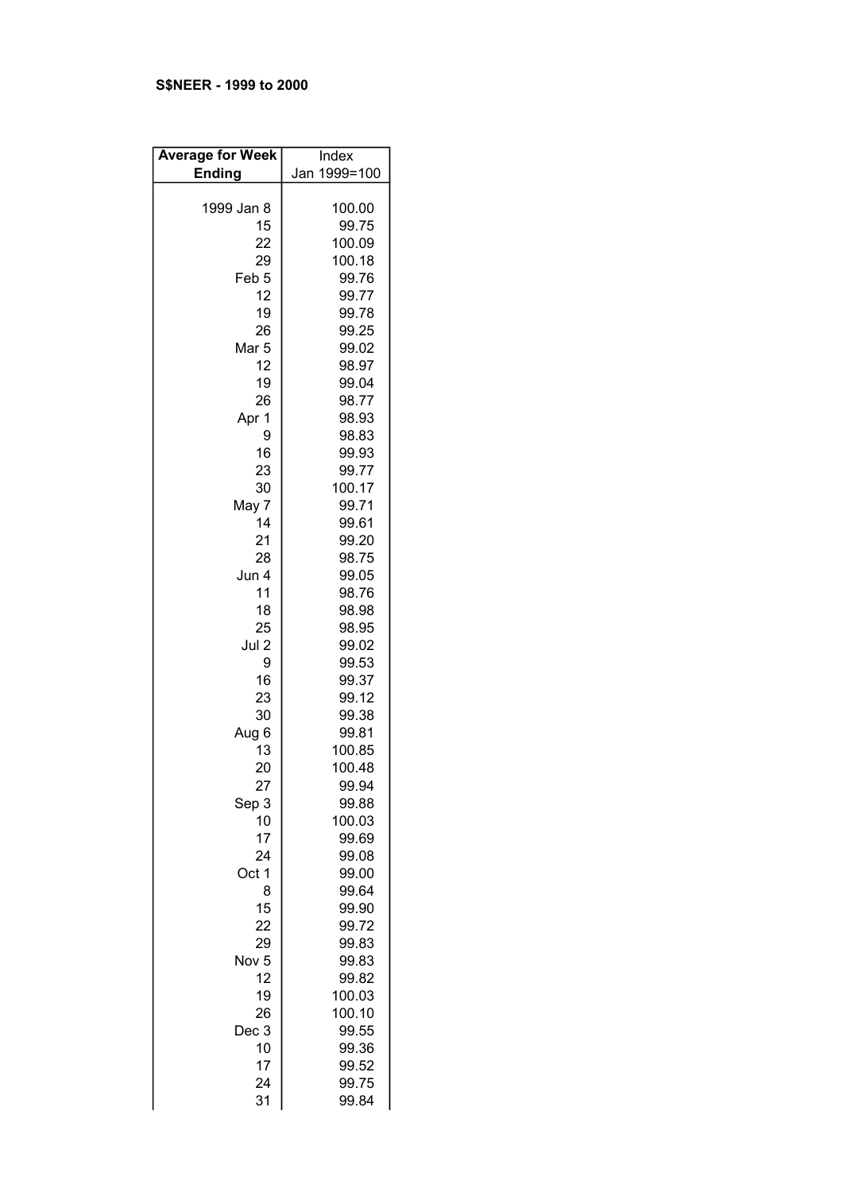**S$NEER - 1999 to 2000**

| Average for Week Ending | Index Jan 1999=100 |
| --- | --- |
| 1999 Jan 8 | 100.00 |
| 15 | 99.75 |
| 22 | 100.09 |
| 29 | 100.18 |
| Feb 5 | 99.76 |
| 12 | 99.77 |
| 19 | 99.78 |
| 26 | 99.25 |
| Mar 5 | 99.02 |
| 12 | 98.97 |
| 19 | 99.04 |
| 26 | 98.77 |
| Apr 1 | 98.93 |
| 9 | 98.83 |
| 16 | 99.93 |
| 23 | 99.77 |
| 30 | 100.17 |
| May 7 | 99.71 |
| 14 | 99.61 |
| 21 | 99.20 |
| 28 | 98.75 |
| Jun 4 | 99.05 |
| 11 | 98.76 |
| 18 | 98.98 |
| 25 | 98.95 |
| Jul 2 | 99.02 |
| 9 | 99.53 |
| 16 | 99.37 |
| 23 | 99.12 |
| 30 | 99.38 |
| Aug 6 | 99.81 |
| 13 | 100.85 |
| 20 | 100.48 |
| 27 | 99.94 |
| Sep 3 | 99.88 |
| 10 | 100.03 |
| 17 | 99.69 |
| 24 | 99.08 |
| Oct 1 | 99.00 |
| 8 | 99.64 |
| 15 | 99.90 |
| 22 | 99.72 |
| 29 | 99.83 |
| Nov 5 | 99.83 |
| 12 | 99.82 |
| 19 | 100.03 |
| 26 | 100.10 |
| Dec 3 | 99.55 |
| 10 | 99.36 |
| 17 | 99.52 |
| 24 | 99.75 |
| 31 | 99.84 |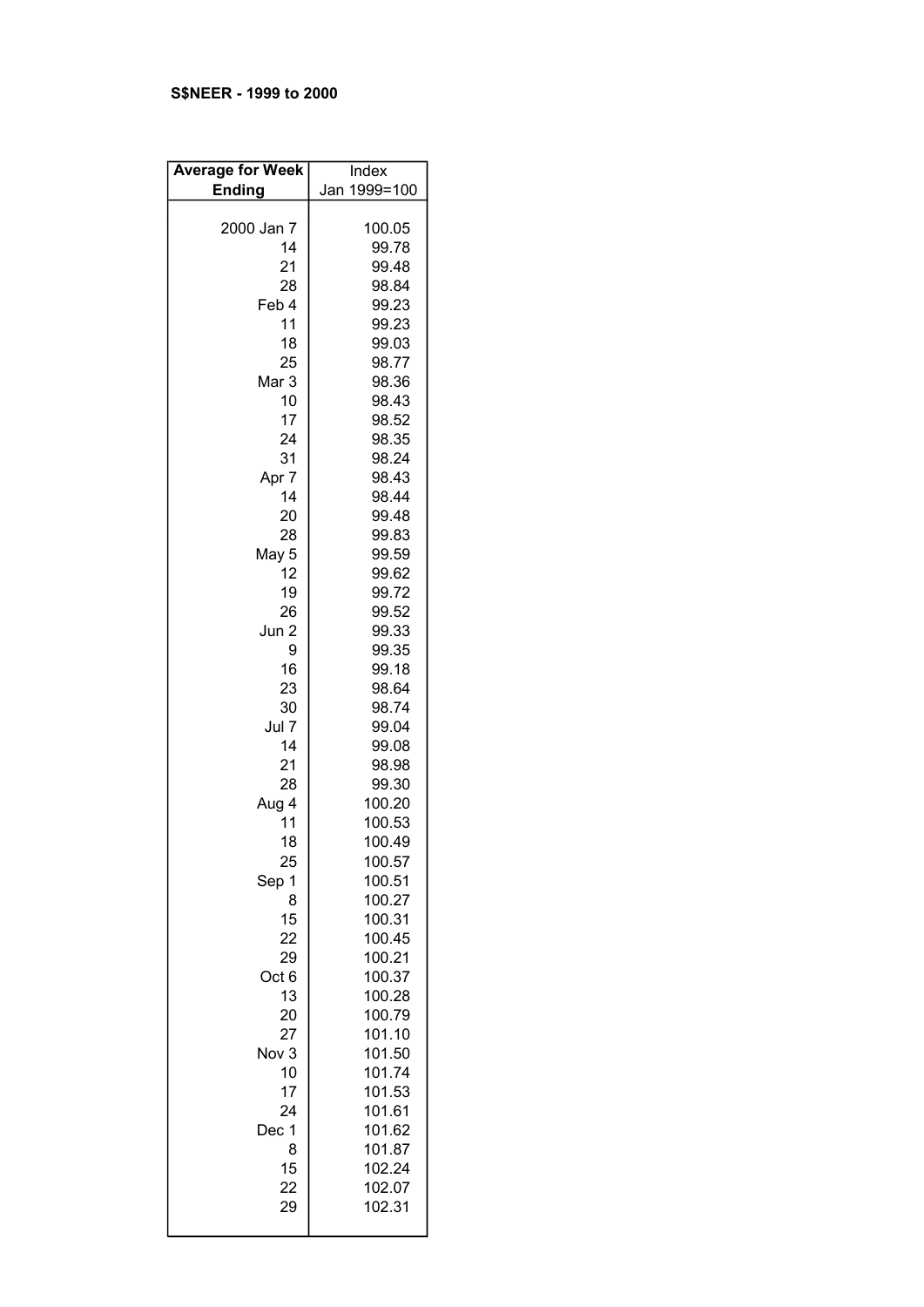**S$NEER - 1999 to 2000**

| Average for Week Ending | Index Jan 1999=100 |
| --- | --- |
| 2000 Jan 7 | 100.05 |
| 14 | 99.78 |
| 21 | 99.48 |
| 28 | 98.84 |
| Feb 4 | 99.23 |
| 11 | 99.23 |
| 18 | 99.03 |
| 25 | 98.77 |
| Mar 3 | 98.36 |
| 10 | 98.43 |
| 17 | 98.52 |
| 24 | 98.35 |
| 31 | 98.24 |
| Apr 7 | 98.43 |
| 14 | 98.44 |
| 20 | 99.48 |
| 28 | 99.83 |
| May 5 | 99.59 |
| 12 | 99.62 |
| 19 | 99.72 |
| 26 | 99.52 |
| Jun 2 | 99.33 |
| 9 | 99.35 |
| 16 | 99.18 |
| 23 | 98.64 |
| 30 | 98.74 |
| Jul 7 | 99.04 |
| 14 | 99.08 |
| 21 | 98.98 |
| 28 | 99.30 |
| Aug 4 | 100.20 |
| 11 | 100.53 |
| 18 | 100.49 |
| 25 | 100.57 |
| Sep 1 | 100.51 |
| 8 | 100.27 |
| 15 | 100.31 |
| 22 | 100.45 |
| 29 | 100.21 |
| Oct 6 | 100.37 |
| 13 | 100.28 |
| 20 | 100.79 |
| 27 | 101.10 |
| Nov 3 | 101.50 |
| 10 | 101.74 |
| 17 | 101.53 |
| 24 | 101.61 |
| Dec 1 | 101.62 |
| 8 | 101.87 |
| 15 | 102.24 |
| 22 | 102.07 |
| 29 | 102.31 |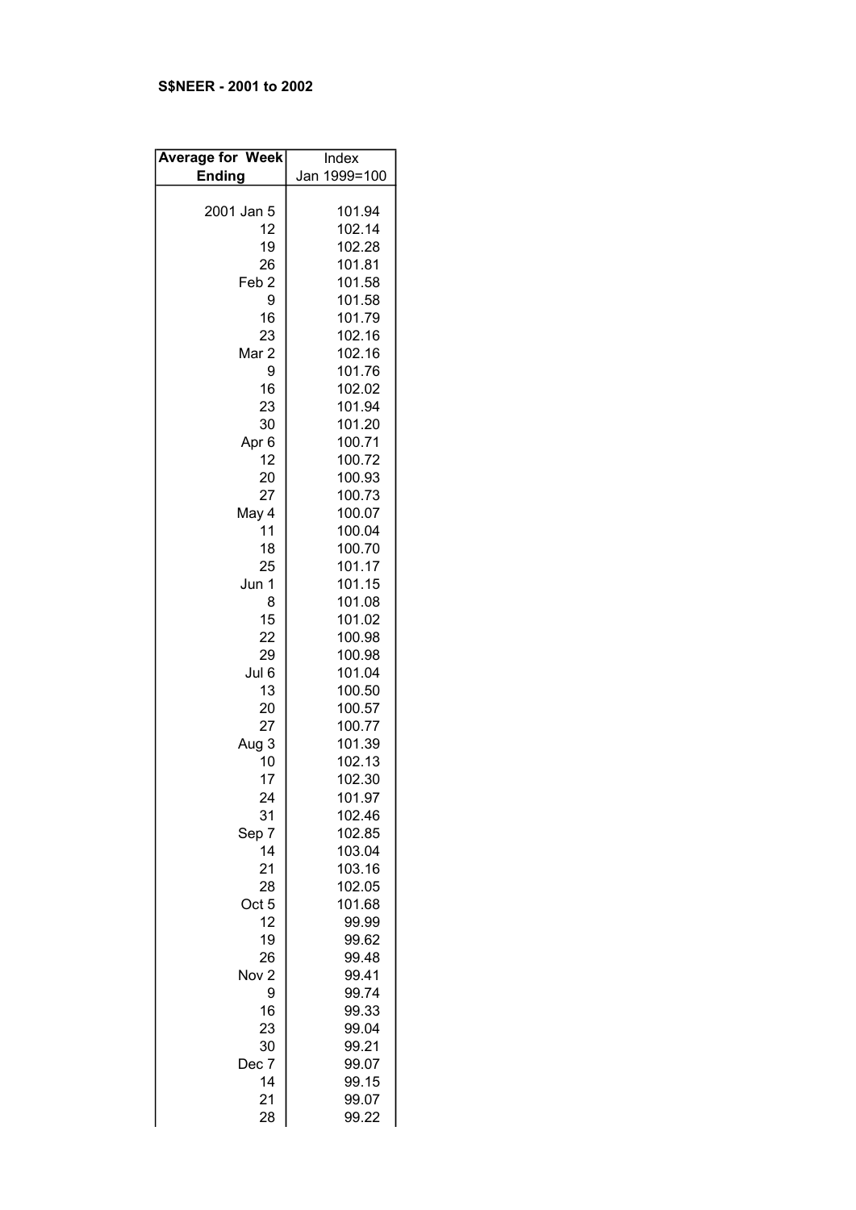**S$NEER - 2001 to 2002**

| Average for Week Ending | Index Jan 1999=100 |
|---|---|
| 2001 Jan 5 | 101.94 |
| 12 | 102.14 |
| 19 | 102.28 |
| 26 | 101.81 |
| Feb 2 | 101.58 |
| 9 | 101.58 |
| 16 | 101.79 |
| 23 | 102.16 |
| Mar 2 | 102.16 |
| 9 | 101.76 |
| 16 | 102.02 |
| 23 | 101.94 |
| 30 | 101.20 |
| Apr 6 | 100.71 |
| 12 | 100.72 |
| 20 | 100.93 |
| 27 | 100.73 |
| May 4 | 100.07 |
| 11 | 100.04 |
| 18 | 100.70 |
| 25 | 101.17 |
| Jun 1 | 101.15 |
| 8 | 101.08 |
| 15 | 101.02 |
| 22 | 100.98 |
| 29 | 100.98 |
| Jul 6 | 101.04 |
| 13 | 100.50 |
| 20 | 100.57 |
| 27 | 100.77 |
| Aug 3 | 101.39 |
| 10 | 102.13 |
| 17 | 102.30 |
| 24 | 101.97 |
| 31 | 102.46 |
| Sep 7 | 102.85 |
| 14 | 103.04 |
| 21 | 103.16 |
| 28 | 102.05 |
| Oct 5 | 101.68 |
| 12 | 99.99 |
| 19 | 99.62 |
| 26 | 99.48 |
| Nov 2 | 99.41 |
| 9 | 99.74 |
| 16 | 99.33 |
| 23 | 99.04 |
| 30 | 99.21 |
| Dec 7 | 99.07 |
| 14 | 99.15 |
| 21 | 99.07 |
| 28 | 99.22 |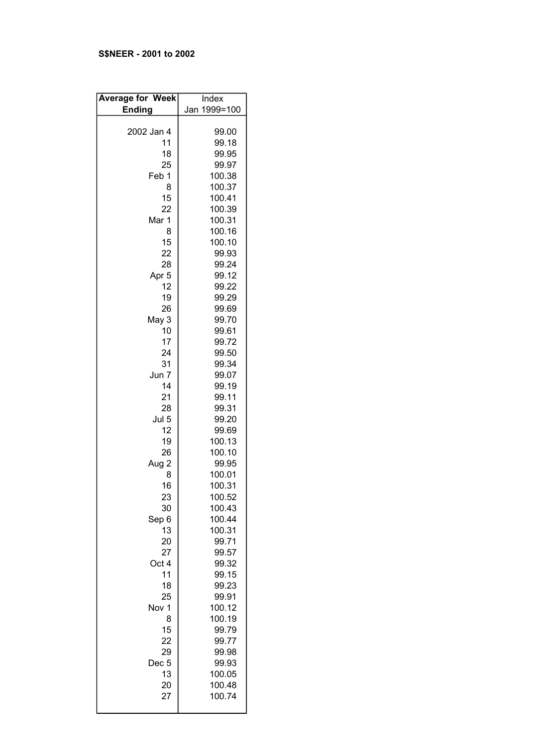**S$NEER - 2001 to 2002**

| Average for Week Ending | Index Jan 1999=100 |
| --- | --- |
| 2002 Jan 4 | 99.00 |
| 11 | 99.18 |
| 18 | 99.95 |
| 25 | 99.97 |
| Feb 1 | 100.38 |
| 8 | 100.37 |
| 15 | 100.41 |
| 22 | 100.39 |
| Mar 1 | 100.31 |
| 8 | 100.16 |
| 15 | 100.10 |
| 22 | 99.93 |
| 28 | 99.24 |
| Apr 5 | 99.12 |
| 12 | 99.22 |
| 19 | 99.29 |
| 26 | 99.69 |
| May 3 | 99.70 |
| 10 | 99.61 |
| 17 | 99.72 |
| 24 | 99.50 |
| 31 | 99.34 |
| Jun 7 | 99.07 |
| 14 | 99.19 |
| 21 | 99.11 |
| 28 | 99.31 |
| Jul 5 | 99.20 |
| 12 | 99.69 |
| 19 | 100.13 |
| 26 | 100.10 |
| Aug 2 | 99.95 |
| 8 | 100.01 |
| 16 | 100.31 |
| 23 | 100.52 |
| 30 | 100.43 |
| Sep 6 | 100.44 |
| 13 | 100.31 |
| 20 | 99.71 |
| 27 | 99.57 |
| Oct 4 | 99.32 |
| 11 | 99.15 |
| 18 | 99.23 |
| 25 | 99.91 |
| Nov 1 | 100.12 |
| 8 | 100.19 |
| 15 | 99.79 |
| 22 | 99.77 |
| 29 | 99.98 |
| Dec 5 | 99.93 |
| 13 | 100.05 |
| 20 | 100.48 |
| 27 | 100.74 |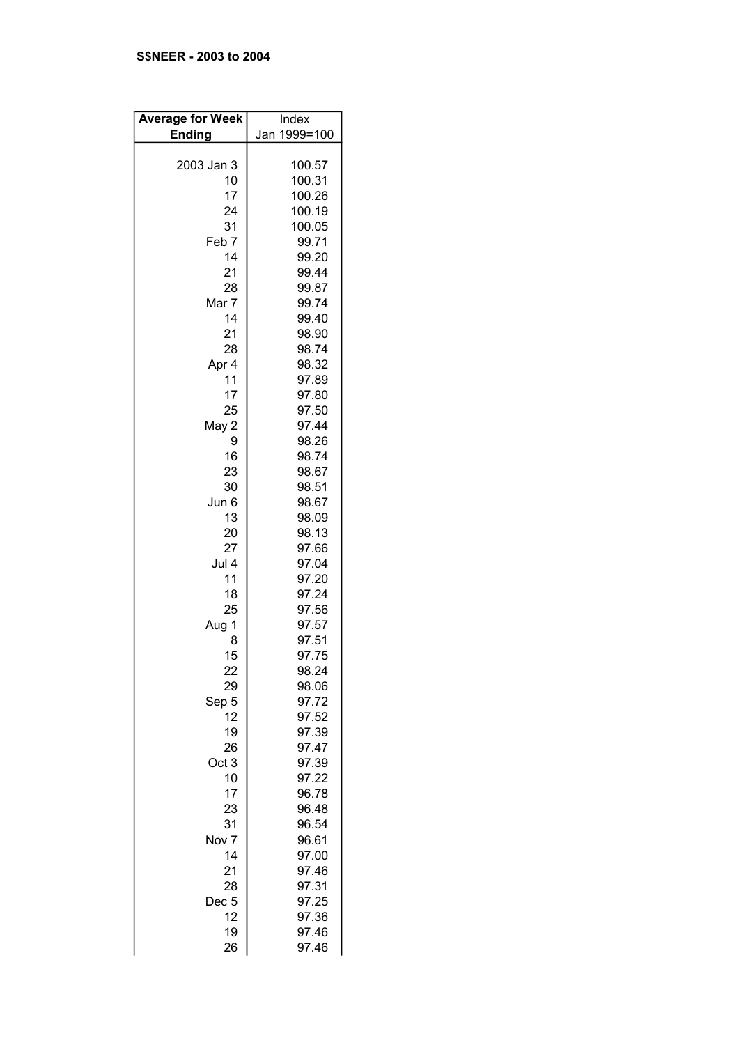**S$NEER - 2003 to 2004**

| Average for Week Ending | Index Jan 1999=100 |
|---:|---:|
| 2003 Jan 3 | 100.57 |
| 10 | 100.31 |
| 17 | 100.26 |
| 24 | 100.19 |
| 31 | 100.05 |
| Feb 7 | 99.71 |
| 14 | 99.20 |
| 21 | 99.44 |
| 28 | 99.87 |
| Mar 7 | 99.74 |
| 14 | 99.40 |
| 21 | 98.90 |
| 28 | 98.74 |
| Apr 4 | 98.32 |
| 11 | 97.89 |
| 17 | 97.80 |
| 25 | 97.50 |
| May 2 | 97.44 |
| 9 | 98.26 |
| 16 | 98.74 |
| 23 | 98.67 |
| 30 | 98.51 |
| Jun 6 | 98.67 |
| 13 | 98.09 |
| 20 | 98.13 |
| 27 | 97.66 |
| Jul 4 | 97.04 |
| 11 | 97.20 |
| 18 | 97.24 |
| 25 | 97.56 |
| Aug 1 | 97.57 |
| 8 | 97.51 |
| 15 | 97.75 |
| 22 | 98.24 |
| 29 | 98.06 |
| Sep 5 | 97.72 |
| 12 | 97.52 |
| 19 | 97.39 |
| 26 | 97.47 |
| Oct 3 | 97.39 |
| 10 | 97.22 |
| 17 | 96.78 |
| 23 | 96.48 |
| 31 | 96.54 |
| Nov 7 | 96.61 |
| 14 | 97.00 |
| 21 | 97.46 |
| 28 | 97.31 |
| Dec 5 | 97.25 |
| 12 | 97.36 |
| 19 | 97.46 |
| 26 | 97.46 |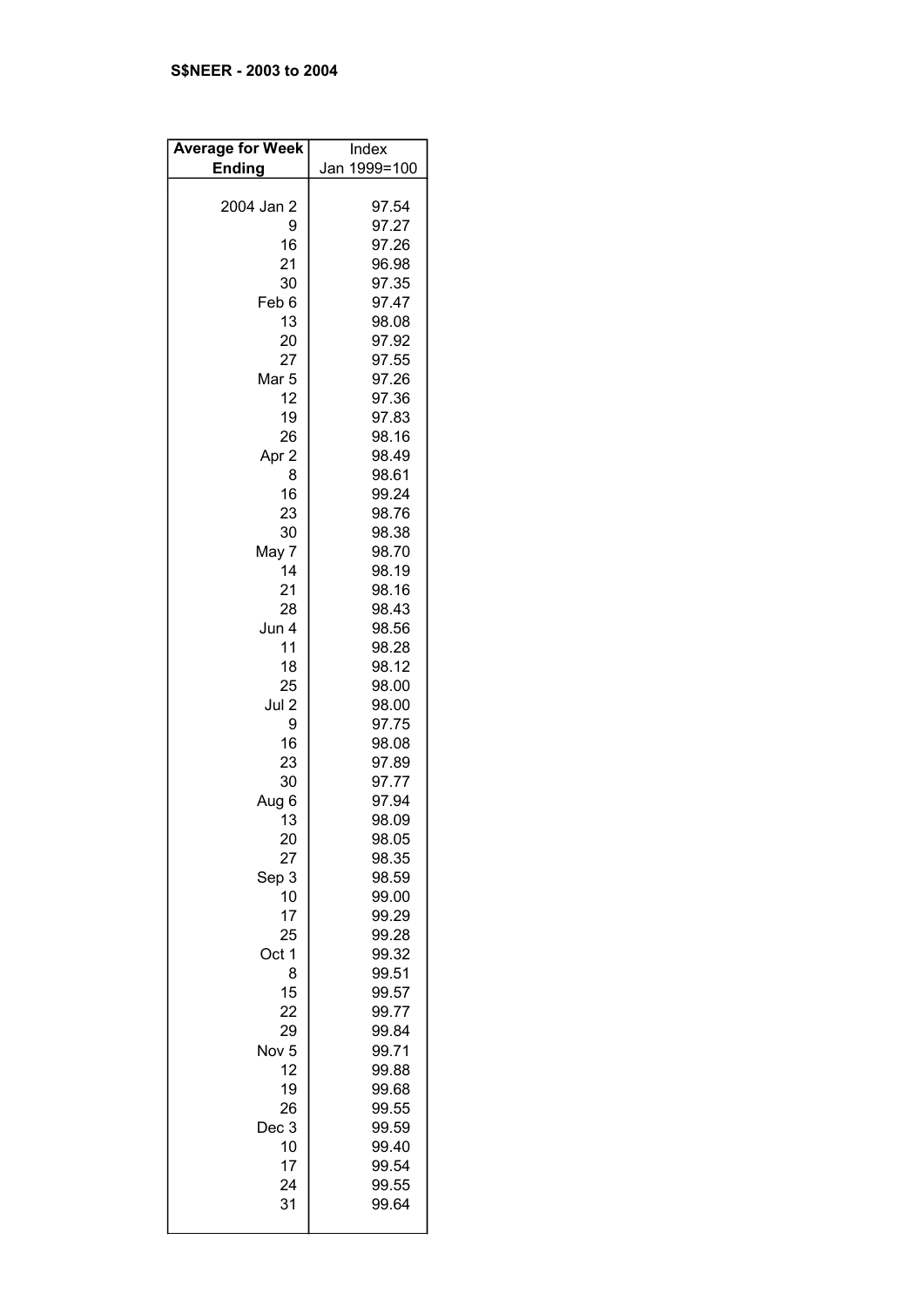**S$NEER - 2003 to 2004**

| Average for Week Ending | Index Jan 1999=100 |
|---|---|
| 2004 Jan 2 | 97.54 |
| 9 | 97.27 |
| 16 | 97.26 |
| 21 | 96.98 |
| 30 | 97.35 |
| Feb 6 | 97.47 |
| 13 | 98.08 |
| 20 | 97.92 |
| 27 | 97.55 |
| Mar 5 | 97.26 |
| 12 | 97.36 |
| 19 | 97.83 |
| 26 | 98.16 |
| Apr 2 | 98.49 |
| 8 | 98.61 |
| 16 | 99.24 |
| 23 | 98.76 |
| 30 | 98.38 |
| May 7 | 98.70 |
| 14 | 98.19 |
| 21 | 98.16 |
| 28 | 98.43 |
| Jun 4 | 98.56 |
| 11 | 98.28 |
| 18 | 98.12 |
| 25 | 98.00 |
| Jul 2 | 98.00 |
| 9 | 97.75 |
| 16 | 98.08 |
| 23 | 97.89 |
| 30 | 97.77 |
| Aug 6 | 97.94 |
| 13 | 98.09 |
| 20 | 98.05 |
| 27 | 98.35 |
| Sep 3 | 98.59 |
| 10 | 99.00 |
| 17 | 99.29 |
| 25 | 99.28 |
| Oct 1 | 99.32 |
| 8 | 99.51 |
| 15 | 99.57 |
| 22 | 99.77 |
| 29 | 99.84 |
| Nov 5 | 99.71 |
| 12 | 99.88 |
| 19 | 99.68 |
| 26 | 99.55 |
| Dec 3 | 99.59 |
| 10 | 99.40 |
| 17 | 99.54 |
| 24 | 99.55 |
| 31 | 99.64 |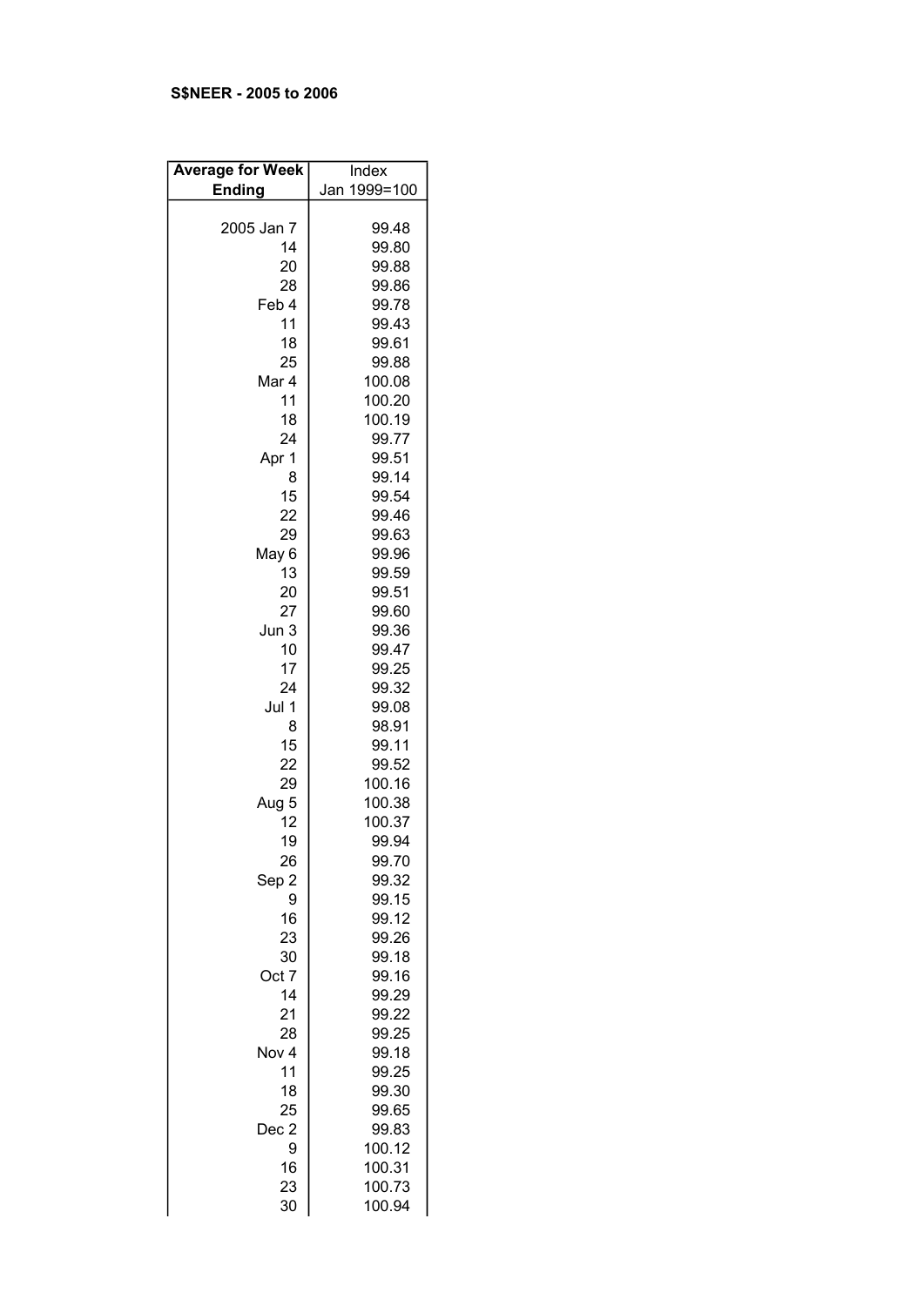**S$NEER - 2005 to 2006**

| Average for Week Ending | Index Jan 1999=100 |
|---|---|
| 2005 Jan 7 | 99.48 |
| 14 | 99.80 |
| 20 | 99.88 |
| 28 | 99.86 |
| Feb 4 | 99.78 |
| 11 | 99.43 |
| 18 | 99.61 |
| 25 | 99.88 |
| Mar 4 | 100.08 |
| 11 | 100.20 |
| 18 | 100.19 |
| 24 | 99.77 |
| Apr 1 | 99.51 |
| 8 | 99.14 |
| 15 | 99.54 |
| 22 | 99.46 |
| 29 | 99.63 |
| May 6 | 99.96 |
| 13 | 99.59 |
| 20 | 99.51 |
| 27 | 99.60 |
| Jun 3 | 99.36 |
| 10 | 99.47 |
| 17 | 99.25 |
| 24 | 99.32 |
| Jul 1 | 99.08 |
| 8 | 98.91 |
| 15 | 99.11 |
| 22 | 99.52 |
| 29 | 100.16 |
| Aug 5 | 100.38 |
| 12 | 100.37 |
| 19 | 99.94 |
| 26 | 99.70 |
| Sep 2 | 99.32 |
| 9 | 99.15 |
| 16 | 99.12 |
| 23 | 99.26 |
| 30 | 99.18 |
| Oct 7 | 99.16 |
| 14 | 99.29 |
| 21 | 99.22 |
| 28 | 99.25 |
| Nov 4 | 99.18 |
| 11 | 99.25 |
| 18 | 99.30 |
| 25 | 99.65 |
| Dec 2 | 99.83 |
| 9 | 100.12 |
| 16 | 100.31 |
| 23 | 100.73 |
| 30 | 100.94 |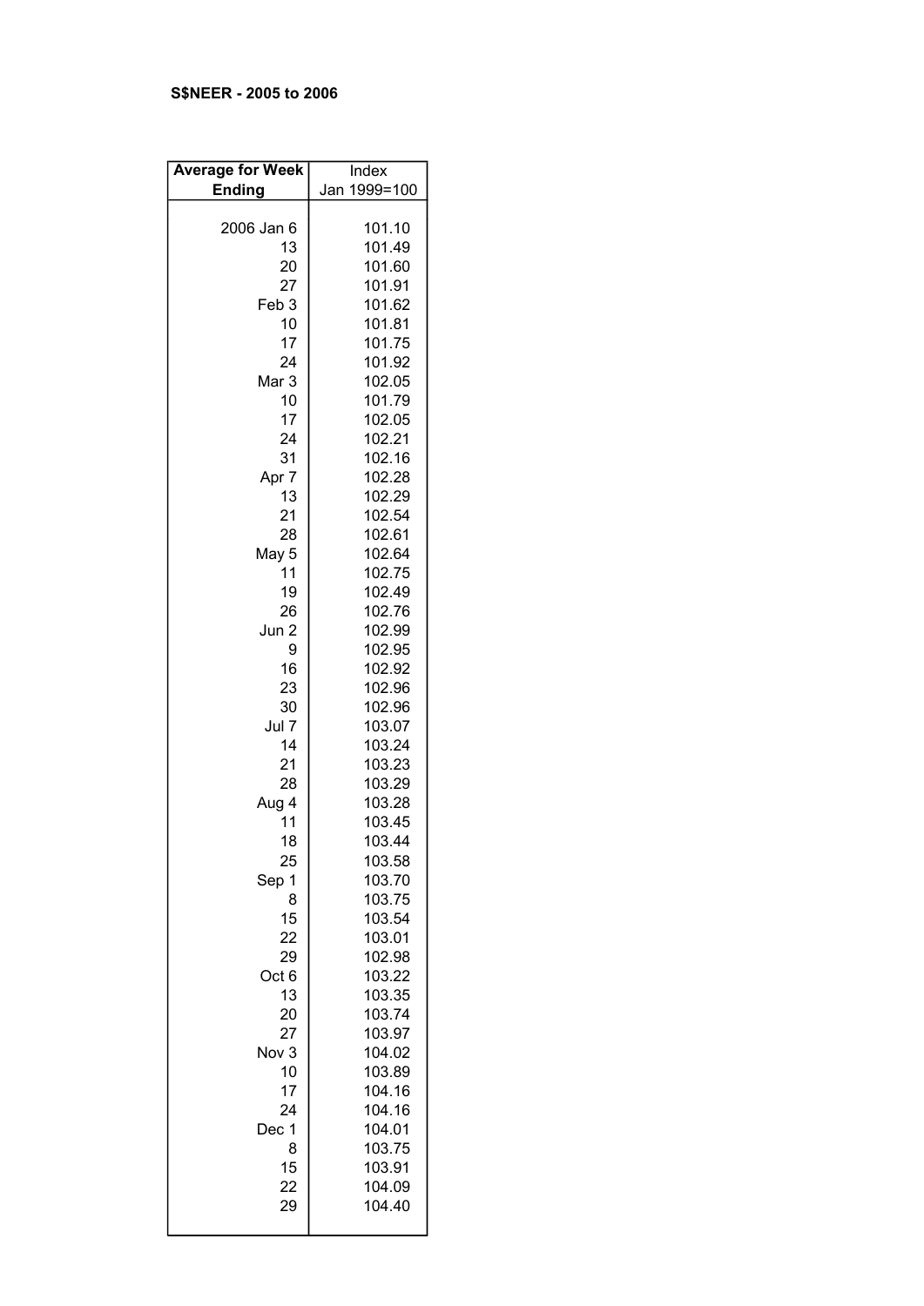**S$NEER - 2005 to 2006**

| Average for Week Ending | Index Jan 1999=100 |
|---|---|
| 2006 Jan 6 | 101.10 |
| 13 | 101.49 |
| 20 | 101.60 |
| 27 | 101.91 |
| Feb 3 | 101.62 |
| 10 | 101.81 |
| 17 | 101.75 |
| 24 | 101.92 |
| Mar 3 | 102.05 |
| 10 | 101.79 |
| 17 | 102.05 |
| 24 | 102.21 |
| 31 | 102.16 |
| Apr 7 | 102.28 |
| 13 | 102.29 |
| 21 | 102.54 |
| 28 | 102.61 |
| May 5 | 102.64 |
| 11 | 102.75 |
| 19 | 102.49 |
| 26 | 102.76 |
| Jun 2 | 102.99 |
| 9 | 102.95 |
| 16 | 102.92 |
| 23 | 102.96 |
| 30 | 102.96 |
| Jul 7 | 103.07 |
| 14 | 103.24 |
| 21 | 103.23 |
| 28 | 103.29 |
| Aug 4 | 103.28 |
| 11 | 103.45 |
| 18 | 103.44 |
| 25 | 103.58 |
| Sep 1 | 103.70 |
| 8 | 103.75 |
| 15 | 103.54 |
| 22 | 103.01 |
| 29 | 102.98 |
| Oct 6 | 103.22 |
| 13 | 103.35 |
| 20 | 103.74 |
| 27 | 103.97 |
| Nov 3 | 104.02 |
| 10 | 103.89 |
| 17 | 104.16 |
| 24 | 104.16 |
| Dec 1 | 104.01 |
| 8 | 103.75 |
| 15 | 103.91 |
| 22 | 104.09 |
| 29 | 104.40 |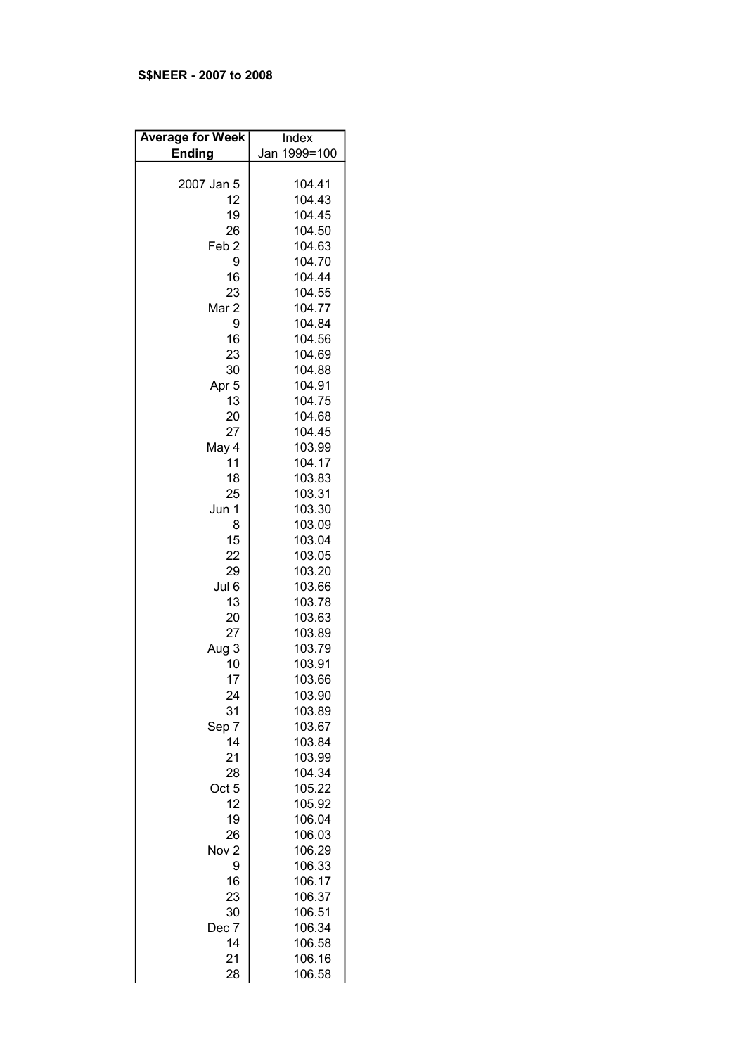**S$NEER - 2007 to 2008**

| Average for Week Ending | Index Jan 1999=100 |
|---|---|
| 2007 Jan 5 | 104.41 |
| 12 | 104.43 |
| 19 | 104.45 |
| 26 | 104.50 |
| Feb 2 | 104.63 |
| 9 | 104.70 |
| 16 | 104.44 |
| 23 | 104.55 |
| Mar 2 | 104.77 |
| 9 | 104.84 |
| 16 | 104.56 |
| 23 | 104.69 |
| 30 | 104.88 |
| Apr 5 | 104.91 |
| 13 | 104.75 |
| 20 | 104.68 |
| 27 | 104.45 |
| May 4 | 103.99 |
| 11 | 104.17 |
| 18 | 103.83 |
| 25 | 103.31 |
| Jun 1 | 103.30 |
| 8 | 103.09 |
| 15 | 103.04 |
| 22 | 103.05 |
| 29 | 103.20 |
| Jul 6 | 103.66 |
| 13 | 103.78 |
| 20 | 103.63 |
| 27 | 103.89 |
| Aug 3 | 103.79 |
| 10 | 103.91 |
| 17 | 103.66 |
| 24 | 103.90 |
| 31 | 103.89 |
| Sep 7 | 103.67 |
| 14 | 103.84 |
| 21 | 103.99 |
| 28 | 104.34 |
| Oct 5 | 105.22 |
| 12 | 105.92 |
| 19 | 106.04 |
| 26 | 106.03 |
| Nov 2 | 106.29 |
| 9 | 106.33 |
| 16 | 106.17 |
| 23 | 106.37 |
| 30 | 106.51 |
| Dec 7 | 106.34 |
| 14 | 106.58 |
| 21 | 106.16 |
| 28 | 106.58 |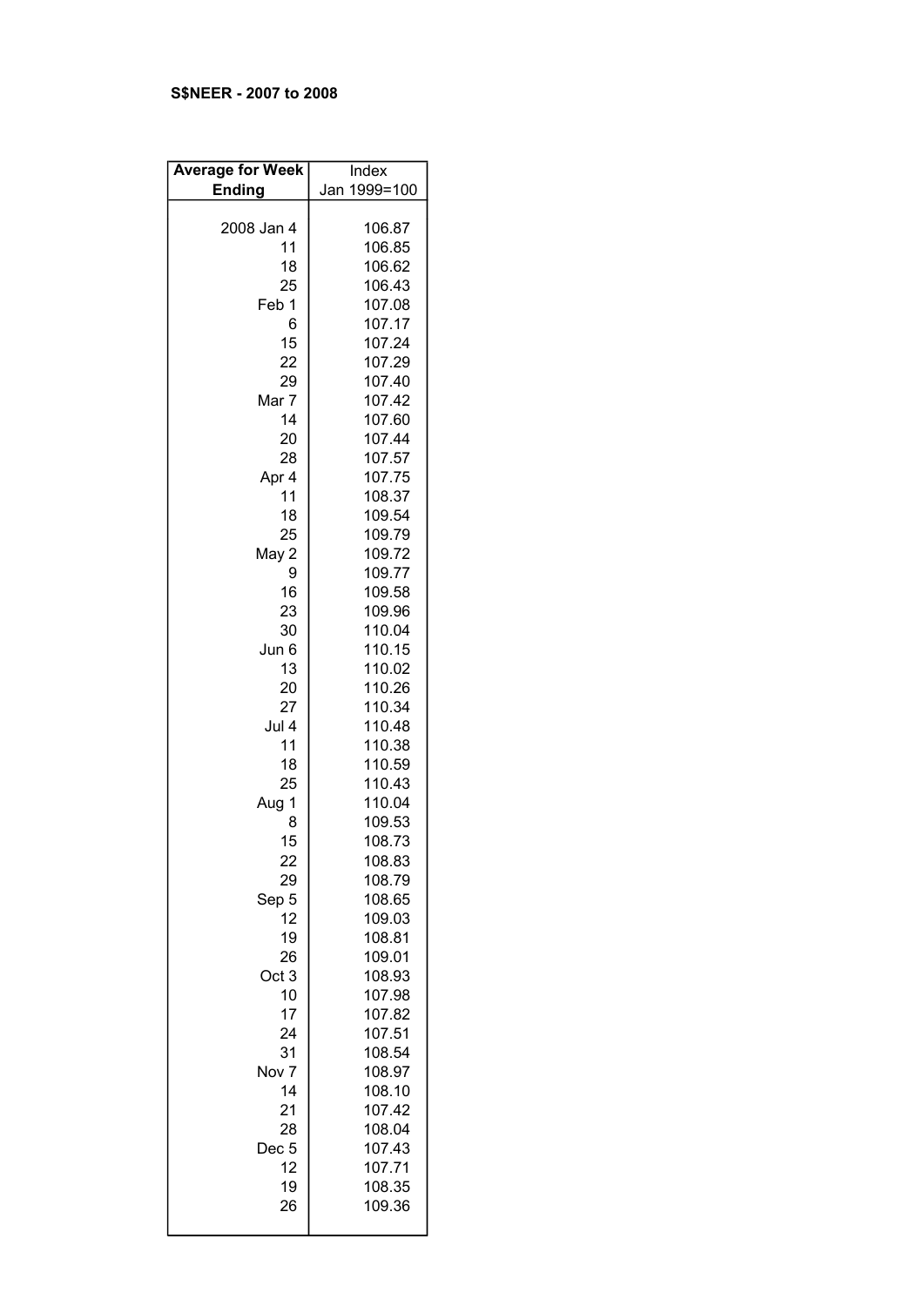**S$NEER - 2007 to 2008**

| Average for Week Ending | Index Jan 1999=100 |
|---|---|
| 2008 Jan 4 | 106.87 |
| 11 | 106.85 |
| 18 | 106.62 |
| 25 | 106.43 |
| Feb 1 | 107.08 |
| 6 | 107.17 |
| 15 | 107.24 |
| 22 | 107.29 |
| 29 | 107.40 |
| Mar 7 | 107.42 |
| 14 | 107.60 |
| 20 | 107.44 |
| 28 | 107.57 |
| Apr 4 | 107.75 |
| 11 | 108.37 |
| 18 | 109.54 |
| 25 | 109.79 |
| May 2 | 109.72 |
| 9 | 109.77 |
| 16 | 109.58 |
| 23 | 109.96 |
| 30 | 110.04 |
| Jun 6 | 110.15 |
| 13 | 110.02 |
| 20 | 110.26 |
| 27 | 110.34 |
| Jul 4 | 110.48 |
| 11 | 110.38 |
| 18 | 110.59 |
| 25 | 110.43 |
| Aug 1 | 110.04 |
| 8 | 109.53 |
| 15 | 108.73 |
| 22 | 108.83 |
| 29 | 108.79 |
| Sep 5 | 108.65 |
| 12 | 109.03 |
| 19 | 108.81 |
| 26 | 109.01 |
| Oct 3 | 108.93 |
| 10 | 107.98 |
| 17 | 107.82 |
| 24 | 107.51 |
| 31 | 108.54 |
| Nov 7 | 108.97 |
| 14 | 108.10 |
| 21 | 107.42 |
| 28 | 108.04 |
| Dec 5 | 107.43 |
| 12 | 107.71 |
| 19 | 108.35 |
| 26 | 109.36 |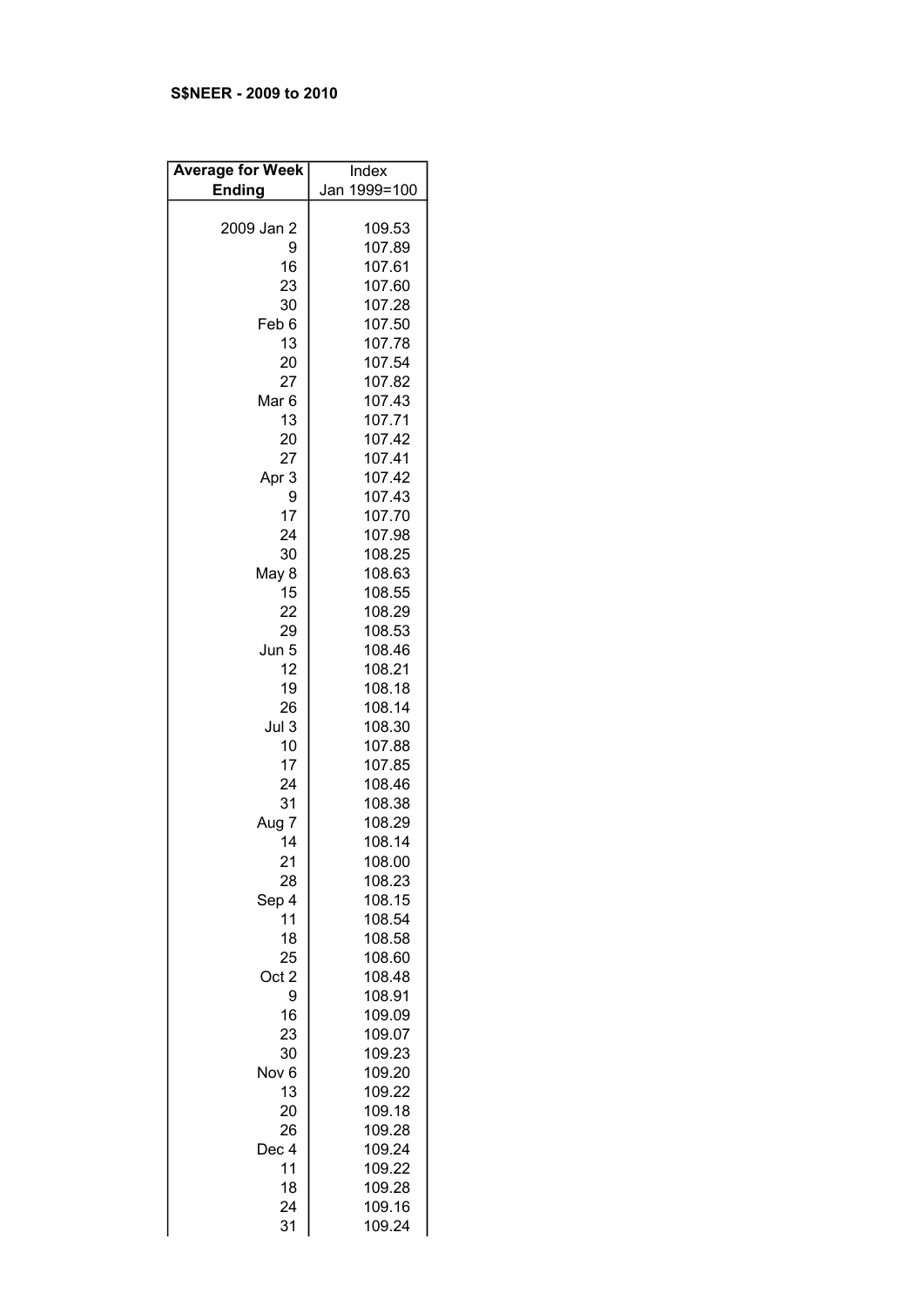**S$NEER - 2009 to 2010**

| Average for Week Ending | Index Jan 1999=100 |
|---|---|
| 2009 Jan 2 | 109.53 |
| 9 | 107.89 |
| 16 | 107.61 |
| 23 | 107.60 |
| 30 | 107.28 |
| Feb 6 | 107.50 |
| 13 | 107.78 |
| 20 | 107.54 |
| 27 | 107.82 |
| Mar 6 | 107.43 |
| 13 | 107.71 |
| 20 | 107.42 |
| 27 | 107.41 |
| Apr 3 | 107.42 |
| 9 | 107.43 |
| 17 | 107.70 |
| 24 | 107.98 |
| 30 | 108.25 |
| May 8 | 108.63 |
| 15 | 108.55 |
| 22 | 108.29 |
| 29 | 108.53 |
| Jun 5 | 108.46 |
| 12 | 108.21 |
| 19 | 108.18 |
| 26 | 108.14 |
| Jul 3 | 108.30 |
| 10 | 107.88 |
| 17 | 107.85 |
| 24 | 108.46 |
| 31 | 108.38 |
| Aug 7 | 108.29 |
| 14 | 108.14 |
| 21 | 108.00 |
| 28 | 108.23 |
| Sep 4 | 108.15 |
| 11 | 108.54 |
| 18 | 108.58 |
| 25 | 108.60 |
| Oct 2 | 108.48 |
| 9 | 108.91 |
| 16 | 109.09 |
| 23 | 109.07 |
| 30 | 109.23 |
| Nov 6 | 109.20 |
| 13 | 109.22 |
| 20 | 109.18 |
| 26 | 109.28 |
| Dec 4 | 109.24 |
| 11 | 109.22 |
| 18 | 109.28 |
| 24 | 109.16 |
| 31 | 109.24 |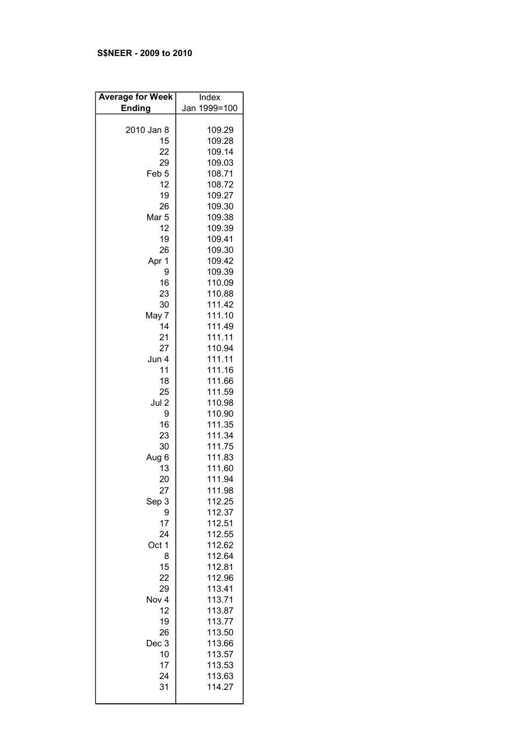**S$NEER - 2009 to 2010**

| Average for Week Ending | Index Jan 1999=100 |
|---|---|
| 2010 Jan 8 | 109.29 |
| 15 | 109.28 |
| 22 | 109.14 |
| 29 | 109.03 |
| Feb 5 | 108.71 |
| 12 | 108.72 |
| 19 | 109.27 |
| 26 | 109.30 |
| Mar 5 | 109.38 |
| 12 | 109.39 |
| 19 | 109.41 |
| 26 | 109.30 |
| Apr 1 | 109.42 |
| 9 | 109.39 |
| 16 | 110.09 |
| 23 | 110.88 |
| 30 | 111.42 |
| May 7 | 111.10 |
| 14 | 111.49 |
| 21 | 111.11 |
| 27 | 110.94 |
| Jun 4 | 111.11 |
| 11 | 111.16 |
| 18 | 111.66 |
| 25 | 111.59 |
| Jul 2 | 110.98 |
| 9 | 110.90 |
| 16 | 111.35 |
| 23 | 111.34 |
| 30 | 111.75 |
| Aug 6 | 111.83 |
| 13 | 111.60 |
| 20 | 111.94 |
| 27 | 111.98 |
| Sep 3 | 112.25 |
| 9 | 112.37 |
| 17 | 112.51 |
| 24 | 112.55 |
| Oct 1 | 112.62 |
| 8 | 112.64 |
| 15 | 112.81 |
| 22 | 112.96 |
| 29 | 113.41 |
| Nov 4 | 113.71 |
| 12 | 113.87 |
| 19 | 113.77 |
| 26 | 113.50 |
| Dec 3 | 113.66 |
| 10 | 113.57 |
| 17 | 113.53 |
| 24 | 113.63 |
| 31 | 114.27 |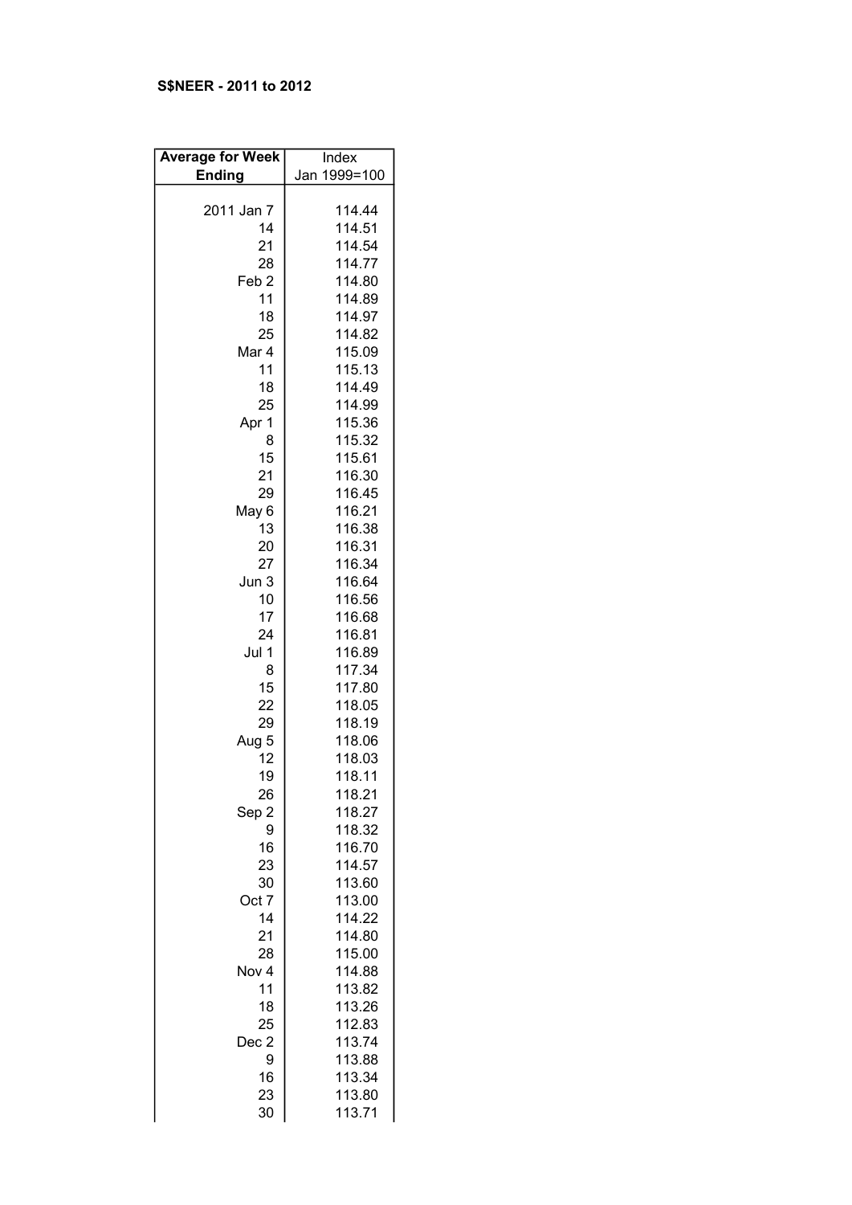**S$NEER - 2011 to 2012**

| Average for Week Ending | Index Jan 1999=100 |
| --- | --- |
| 2011 Jan 7 | 114.44 |
| 14 | 114.51 |
| 21 | 114.54 |
| 28 | 114.77 |
| Feb 2 | 114.80 |
| 11 | 114.89 |
| 18 | 114.97 |
| 25 | 114.82 |
| Mar 4 | 115.09 |
| 11 | 115.13 |
| 18 | 114.49 |
| 25 | 114.99 |
| Apr 1 | 115.36 |
| 8 | 115.32 |
| 15 | 115.61 |
| 21 | 116.30 |
| 29 | 116.45 |
| May 6 | 116.21 |
| 13 | 116.38 |
| 20 | 116.31 |
| 27 | 116.34 |
| Jun 3 | 116.64 |
| 10 | 116.56 |
| 17 | 116.68 |
| 24 | 116.81 |
| Jul 1 | 116.89 |
| 8 | 117.34 |
| 15 | 117.80 |
| 22 | 118.05 |
| 29 | 118.19 |
| Aug 5 | 118.06 |
| 12 | 118.03 |
| 19 | 118.11 |
| 26 | 118.21 |
| Sep 2 | 118.27 |
| 9 | 118.32 |
| 16 | 116.70 |
| 23 | 114.57 |
| 30 | 113.60 |
| Oct 7 | 113.00 |
| 14 | 114.22 |
| 21 | 114.80 |
| 28 | 115.00 |
| Nov 4 | 114.88 |
| 11 | 113.82 |
| 18 | 113.26 |
| 25 | 112.83 |
| Dec 2 | 113.74 |
| 9 | 113.88 |
| 16 | 113.34 |
| 23 | 113.80 |
| 30 | 113.71 |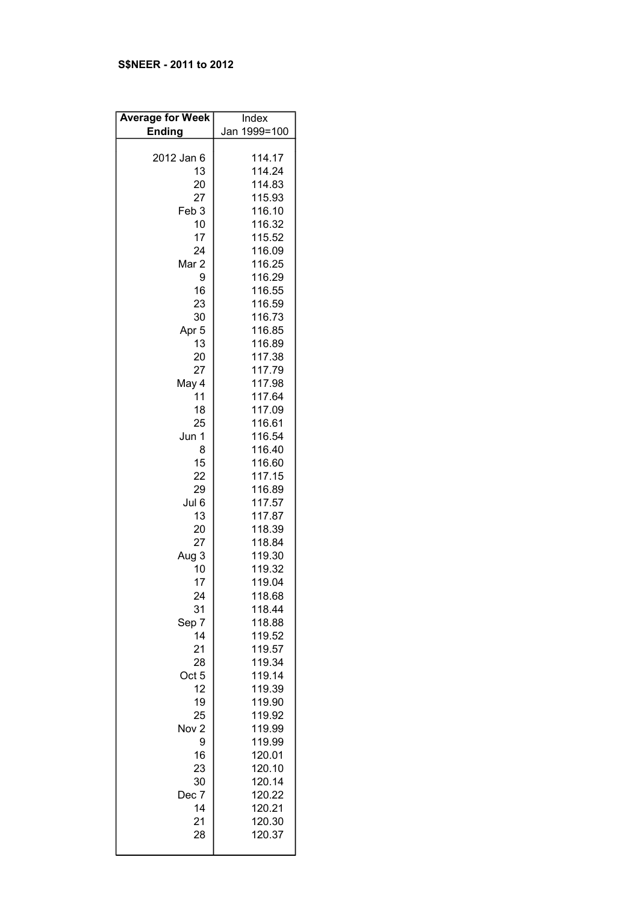**S$NEER - 2011 to 2012**

| Average for Week Ending | Index Jan 1999=100 |
|---|---|
| 2012 Jan 6 | 114.17 |
| 13 | 114.24 |
| 20 | 114.83 |
| 27 | 115.93 |
| Feb 3 | 116.10 |
| 10 | 116.32 |
| 17 | 115.52 |
| 24 | 116.09 |
| Mar 2 | 116.25 |
| 9 | 116.29 |
| 16 | 116.55 |
| 23 | 116.59 |
| 30 | 116.73 |
| Apr 5 | 116.85 |
| 13 | 116.89 |
| 20 | 117.38 |
| 27 | 117.79 |
| May 4 | 117.98 |
| 11 | 117.64 |
| 18 | 117.09 |
| 25 | 116.61 |
| Jun 1 | 116.54 |
| 8 | 116.40 |
| 15 | 116.60 |
| 22 | 117.15 |
| 29 | 116.89 |
| Jul 6 | 117.57 |
| 13 | 117.87 |
| 20 | 118.39 |
| 27 | 118.84 |
| Aug 3 | 119.30 |
| 10 | 119.32 |
| 17 | 119.04 |
| 24 | 118.68 |
| 31 | 118.44 |
| Sep 7 | 118.88 |
| 14 | 119.52 |
| 21 | 119.57 |
| 28 | 119.34 |
| Oct 5 | 119.14 |
| 12 | 119.39 |
| 19 | 119.90 |
| 25 | 119.92 |
| Nov 2 | 119.99 |
| 9 | 119.99 |
| 16 | 120.01 |
| 23 | 120.10 |
| 30 | 120.14 |
| Dec 7 | 120.22 |
| 14 | 120.21 |
| 21 | 120.30 |
| 28 | 120.37 |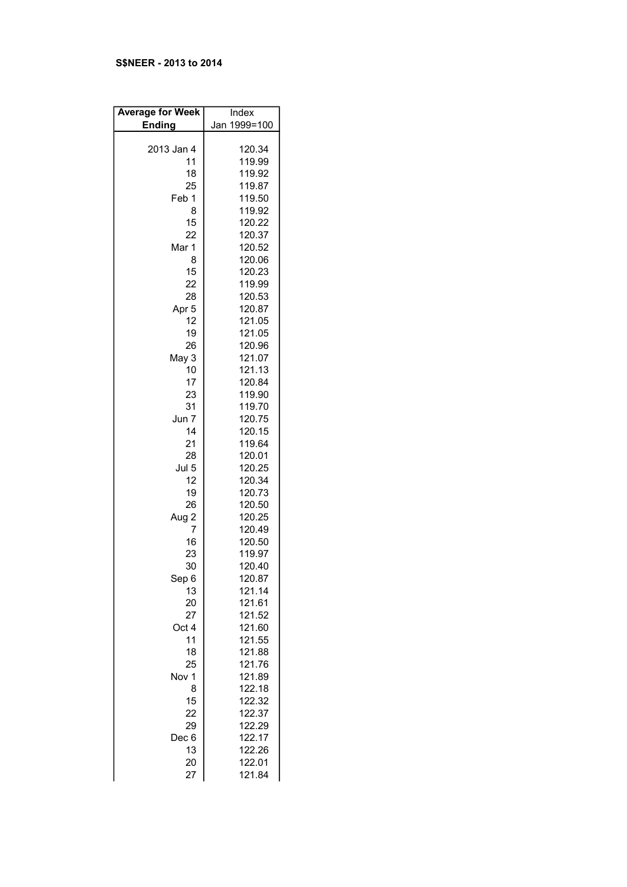**S$NEER - 2013 to 2014**

| Average for Week Ending | Index Jan 1999=100 |
|---|---|
| 2013 Jan 4 | 120.34 |
| 11 | 119.99 |
| 18 | 119.92 |
| 25 | 119.87 |
| Feb 1 | 119.50 |
| 8 | 119.92 |
| 15 | 120.22 |
| 22 | 120.37 |
| Mar 1 | 120.52 |
| 8 | 120.06 |
| 15 | 120.23 |
| 22 | 119.99 |
| 28 | 120.53 |
| Apr 5 | 120.87 |
| 12 | 121.05 |
| 19 | 121.05 |
| 26 | 120.96 |
| May 3 | 121.07 |
| 10 | 121.13 |
| 17 | 120.84 |
| 23 | 119.90 |
| 31 | 119.70 |
| Jun 7 | 120.75 |
| 14 | 120.15 |
| 21 | 119.64 |
| 28 | 120.01 |
| Jul 5 | 120.25 |
| 12 | 120.34 |
| 19 | 120.73 |
| 26 | 120.50 |
| Aug 2 | 120.25 |
| 7 | 120.49 |
| 16 | 120.50 |
| 23 | 119.97 |
| 30 | 120.40 |
| Sep 6 | 120.87 |
| 13 | 121.14 |
| 20 | 121.61 |
| 27 | 121.52 |
| Oct 4 | 121.60 |
| 11 | 121.55 |
| 18 | 121.88 |
| 25 | 121.76 |
| Nov 1 | 121.89 |
| 8 | 122.18 |
| 15 | 122.32 |
| 22 | 122.37 |
| 29 | 122.29 |
| Dec 6 | 122.17 |
| 13 | 122.26 |
| 20 | 122.01 |
| 27 | 121.84 |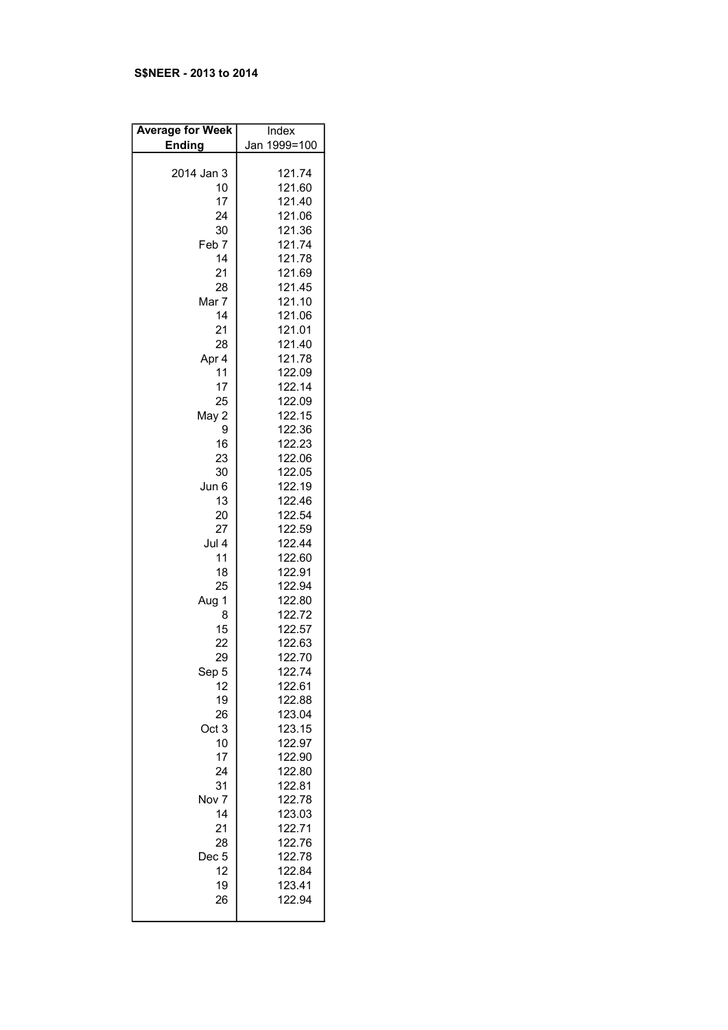**S$NEER - 2013 to 2014**

| Average for Week Ending | Index Jan 1999=100 |
|---|---|
| 2014 Jan 3 | 121.74 |
| 10 | 121.60 |
| 17 | 121.40 |
| 24 | 121.06 |
| 30 | 121.36 |
| Feb 7 | 121.74 |
| 14 | 121.78 |
| 21 | 121.69 |
| 28 | 121.45 |
| Mar 7 | 121.10 |
| 14 | 121.06 |
| 21 | 121.01 |
| 28 | 121.40 |
| Apr 4 | 121.78 |
| 11 | 122.09 |
| 17 | 122.14 |
| 25 | 122.09 |
| May 2 | 122.15 |
| 9 | 122.36 |
| 16 | 122.23 |
| 23 | 122.06 |
| 30 | 122.05 |
| Jun 6 | 122.19 |
| 13 | 122.46 |
| 20 | 122.54 |
| 27 | 122.59 |
| Jul 4 | 122.44 |
| 11 | 122.60 |
| 18 | 122.91 |
| 25 | 122.94 |
| Aug 1 | 122.80 |
| 8 | 122.72 |
| 15 | 122.57 |
| 22 | 122.63 |
| 29 | 122.70 |
| Sep 5 | 122.74 |
| 12 | 122.61 |
| 19 | 122.88 |
| 26 | 123.04 |
| Oct 3 | 123.15 |
| 10 | 122.97 |
| 17 | 122.90 |
| 24 | 122.80 |
| 31 | 122.81 |
| Nov 7 | 122.78 |
| 14 | 123.03 |
| 21 | 122.71 |
| 28 | 122.76 |
| Dec 5 | 122.78 |
| 12 | 122.84 |
| 19 | 123.41 |
| 26 | 122.94 |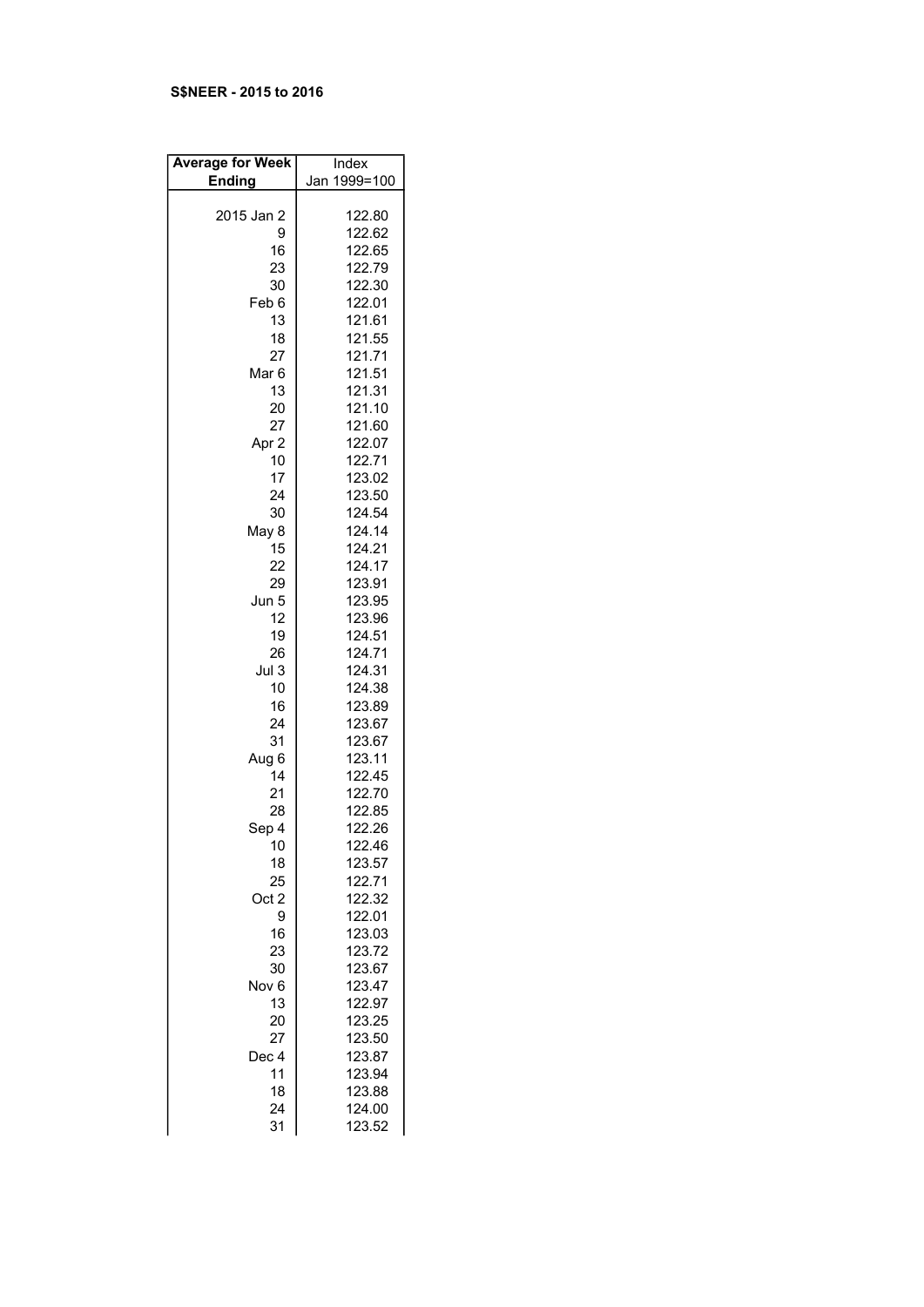**S$NEER - 2015 to 2016**

| Average for Week Ending | Index Jan 1999=100 |
|---|---|
| 2015 Jan 2 | 122.80 |
| 9 | 122.62 |
| 16 | 122.65 |
| 23 | 122.79 |
| 30 | 122.30 |
| Feb 6 | 122.01 |
| 13 | 121.61 |
| 18 | 121.55 |
| 27 | 121.71 |
| Mar 6 | 121.51 |
| 13 | 121.31 |
| 20 | 121.10 |
| 27 | 121.60 |
| Apr 2 | 122.07 |
| 10 | 122.71 |
| 17 | 123.02 |
| 24 | 123.50 |
| 30 | 124.54 |
| May 8 | 124.14 |
| 15 | 124.21 |
| 22 | 124.17 |
| 29 | 123.91 |
| Jun 5 | 123.95 |
| 12 | 123.96 |
| 19 | 124.51 |
| 26 | 124.71 |
| Jul 3 | 124.31 |
| 10 | 124.38 |
| 16 | 123.89 |
| 24 | 123.67 |
| 31 | 123.67 |
| Aug 6 | 123.11 |
| 14 | 122.45 |
| 21 | 122.70 |
| 28 | 122.85 |
| Sep 4 | 122.26 |
| 10 | 122.46 |
| 18 | 123.57 |
| 25 | 122.71 |
| Oct 2 | 122.32 |
| 9 | 122.01 |
| 16 | 123.03 |
| 23 | 123.72 |
| 30 | 123.67 |
| Nov 6 | 123.47 |
| 13 | 122.97 |
| 20 | 123.25 |
| 27 | 123.50 |
| Dec 4 | 123.87 |
| 11 | 123.94 |
| 18 | 123.88 |
| 24 | 124.00 |
| 31 | 123.52 |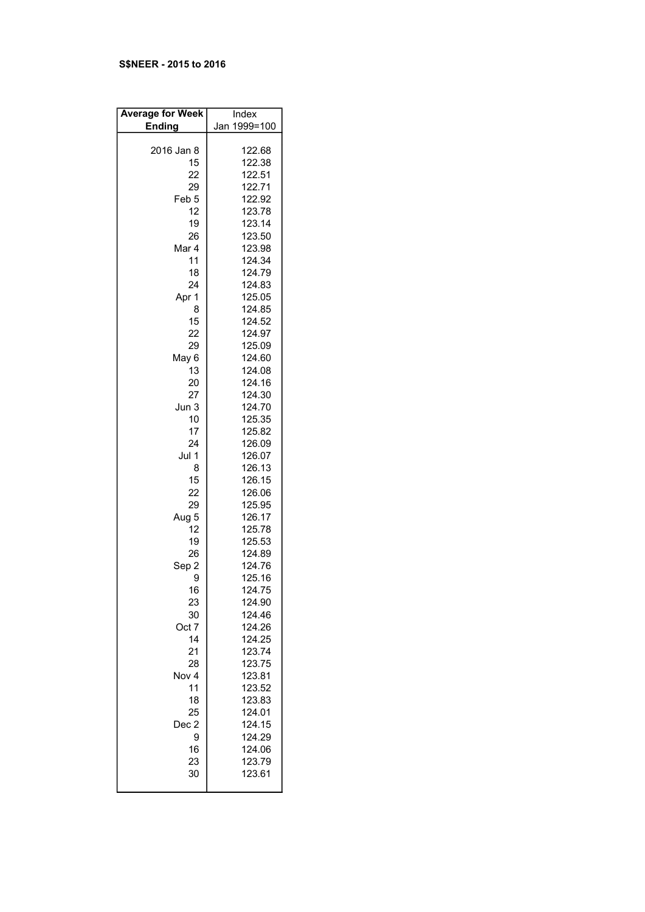**S$NEER - 2015 to 2016**

| Average for Week Ending | Index Jan 1999=100 |
|---|---|
| 2016 Jan 8 | 122.68 |
| 15 | 122.38 |
| 22 | 122.51 |
| 29 | 122.71 |
| Feb 5 | 122.92 |
| 12 | 123.78 |
| 19 | 123.14 |
| 26 | 123.50 |
| Mar 4 | 123.98 |
| 11 | 124.34 |
| 18 | 124.79 |
| 24 | 124.83 |
| Apr 1 | 125.05 |
| 8 | 124.85 |
| 15 | 124.52 |
| 22 | 124.97 |
| 29 | 125.09 |
| May 6 | 124.60 |
| 13 | 124.08 |
| 20 | 124.16 |
| 27 | 124.30 |
| Jun 3 | 124.70 |
| 10 | 125.35 |
| 17 | 125.82 |
| 24 | 126.09 |
| Jul 1 | 126.07 |
| 8 | 126.13 |
| 15 | 126.15 |
| 22 | 126.06 |
| 29 | 125.95 |
| Aug 5 | 126.17 |
| 12 | 125.78 |
| 19 | 125.53 |
| 26 | 124.89 |
| Sep 2 | 124.76 |
| 9 | 125.16 |
| 16 | 124.75 |
| 23 | 124.90 |
| 30 | 124.46 |
| Oct 7 | 124.26 |
| 14 | 124.25 |
| 21 | 123.74 |
| 28 | 123.75 |
| Nov 4 | 123.81 |
| 11 | 123.52 |
| 18 | 123.83 |
| 25 | 124.01 |
| Dec 2 | 124.15 |
| 9 | 124.29 |
| 16 | 124.06 |
| 23 | 123.79 |
| 30 | 123.61 |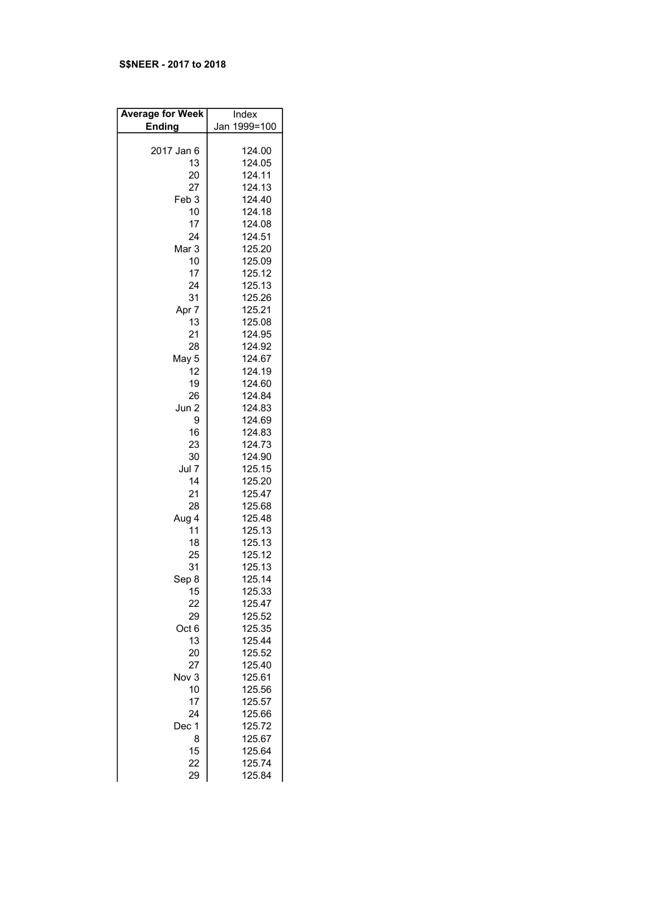**S$NEER - 2017 to 2018**

| Average for Week Ending | Index Jan 1999=100 |
|---|---|
| 2017 Jan 6 | 124.00 |
| 13 | 124.05 |
| 20 | 124.11 |
| 27 | 124.13 |
| Feb 3 | 124.40 |
| 10 | 124.18 |
| 17 | 124.08 |
| 24 | 124.51 |
| Mar 3 | 125.20 |
| 10 | 125.09 |
| 17 | 125.12 |
| 24 | 125.13 |
| 31 | 125.26 |
| Apr 7 | 125.21 |
| 13 | 125.08 |
| 21 | 124.95 |
| 28 | 124.92 |
| May 5 | 124.67 |
| 12 | 124.19 |
| 19 | 124.60 |
| 26 | 124.84 |
| Jun 2 | 124.83 |
| 9 | 124.69 |
| 16 | 124.83 |
| 23 | 124.73 |
| 30 | 124.90 |
| Jul 7 | 125.15 |
| 14 | 125.20 |
| 21 | 125.47 |
| 28 | 125.68 |
| Aug 4 | 125.48 |
| 11 | 125.13 |
| 18 | 125.13 |
| 25 | 125.12 |
| 31 | 125.13 |
| Sep 8 | 125.14 |
| 15 | 125.33 |
| 22 | 125.47 |
| 29 | 125.52 |
| Oct 6 | 125.35 |
| 13 | 125.44 |
| 20 | 125.52 |
| 27 | 125.40 |
| Nov 3 | 125.61 |
| 10 | 125.56 |
| 17 | 125.57 |
| 24 | 125.66 |
| Dec 1 | 125.72 |
| 8 | 125.67 |
| 15 | 125.64 |
| 22 | 125.74 |
| 29 | 125.84 |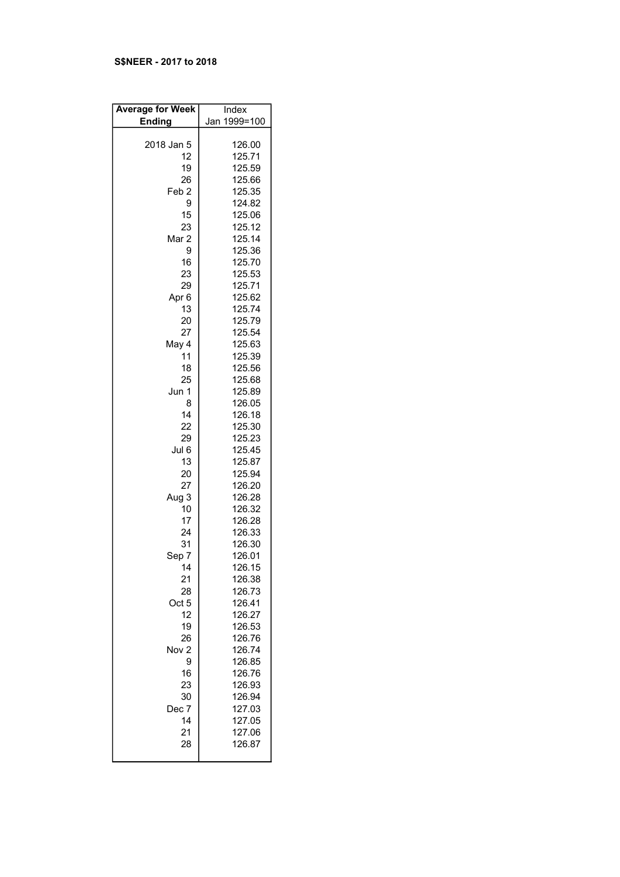**S$NEER - 2017 to 2018**

| Average for Week Ending | Index Jan 1999=100 |
|---|---|
| 2018 Jan 5 | 126.00 |
| 12 | 125.71 |
| 19 | 125.59 |
| 26 | 125.66 |
| Feb 2 | 125.35 |
| 9 | 124.82 |
| 15 | 125.06 |
| 23 | 125.12 |
| Mar 2 | 125.14 |
| 9 | 125.36 |
| 16 | 125.70 |
| 23 | 125.53 |
| 29 | 125.71 |
| Apr 6 | 125.62 |
| 13 | 125.74 |
| 20 | 125.79 |
| 27 | 125.54 |
| May 4 | 125.63 |
| 11 | 125.39 |
| 18 | 125.56 |
| 25 | 125.68 |
| Jun 1 | 125.89 |
| 8 | 126.05 |
| 14 | 126.18 |
| 22 | 125.30 |
| 29 | 125.23 |
| Jul 6 | 125.45 |
| 13 | 125.87 |
| 20 | 125.94 |
| 27 | 126.20 |
| Aug 3 | 126.28 |
| 10 | 126.32 |
| 17 | 126.28 |
| 24 | 126.33 |
| 31 | 126.30 |
| Sep 7 | 126.01 |
| 14 | 126.15 |
| 21 | 126.38 |
| 28 | 126.73 |
| Oct 5 | 126.41 |
| 12 | 126.27 |
| 19 | 126.53 |
| 26 | 126.76 |
| Nov 2 | 126.74 |
| 9 | 126.85 |
| 16 | 126.76 |
| 23 | 126.93 |
| 30 | 126.94 |
| Dec 7 | 127.03 |
| 14 | 127.05 |
| 21 | 127.06 |
| 28 | 126.87 |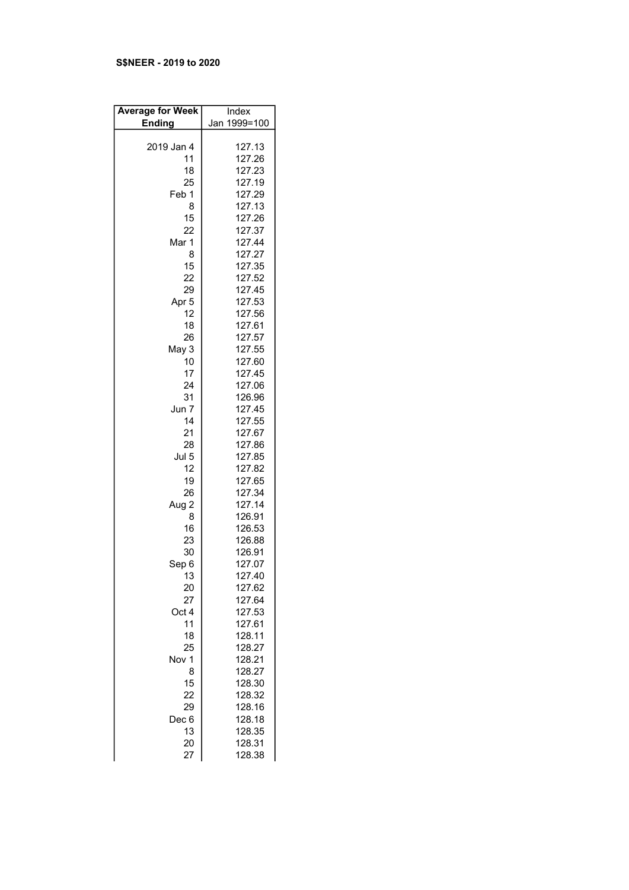**S$NEER - 2019 to 2020**

| Average for Week Ending | Index Jan 1999=100 |
|---|---|
| 2019 Jan 4 | 127.13 |
| 11 | 127.26 |
| 18 | 127.23 |
| 25 | 127.19 |
| Feb 1 | 127.29 |
| 8 | 127.13 |
| 15 | 127.26 |
| 22 | 127.37 |
| Mar 1 | 127.44 |
| 8 | 127.27 |
| 15 | 127.35 |
| 22 | 127.52 |
| 29 | 127.45 |
| Apr 5 | 127.53 |
| 12 | 127.56 |
| 18 | 127.61 |
| 26 | 127.57 |
| May 3 | 127.55 |
| 10 | 127.60 |
| 17 | 127.45 |
| 24 | 127.06 |
| 31 | 126.96 |
| Jun 7 | 127.45 |
| 14 | 127.55 |
| 21 | 127.67 |
| 28 | 127.86 |
| Jul 5 | 127.85 |
| 12 | 127.82 |
| 19 | 127.65 |
| 26 | 127.34 |
| Aug 2 | 127.14 |
| 8 | 126.91 |
| 16 | 126.53 |
| 23 | 126.88 |
| 30 | 126.91 |
| Sep 6 | 127.07 |
| 13 | 127.40 |
| 20 | 127.62 |
| 27 | 127.64 |
| Oct 4 | 127.53 |
| 11 | 127.61 |
| 18 | 128.11 |
| 25 | 128.27 |
| Nov 1 | 128.21 |
| 8 | 128.27 |
| 15 | 128.30 |
| 22 | 128.32 |
| 29 | 128.16 |
| Dec 6 | 128.18 |
| 13 | 128.35 |
| 20 | 128.31 |
| 27 | 128.38 |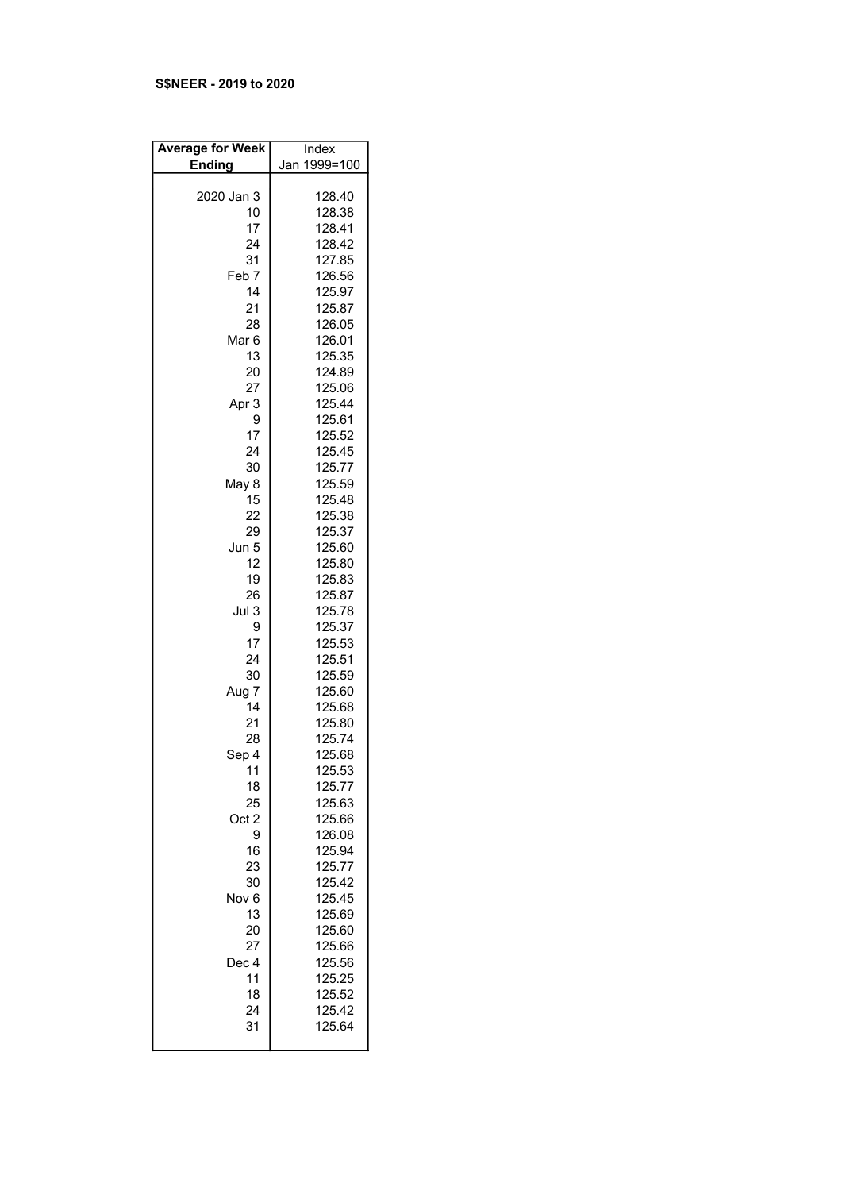**S$NEER - 2019 to 2020**

| Average for Week Ending | Index Jan 1999=100 |
|---|---|
| 2020 Jan 3 | 128.40 |
| 10 | 128.38 |
| 17 | 128.41 |
| 24 | 128.42 |
| 31 | 127.85 |
| Feb 7 | 126.56 |
| 14 | 125.97 |
| 21 | 125.87 |
| 28 | 126.05 |
| Mar 6 | 126.01 |
| 13 | 125.35 |
| 20 | 124.89 |
| 27 | 125.06 |
| Apr 3 | 125.44 |
| 9 | 125.61 |
| 17 | 125.52 |
| 24 | 125.45 |
| 30 | 125.77 |
| May 8 | 125.59 |
| 15 | 125.48 |
| 22 | 125.38 |
| 29 | 125.37 |
| Jun 5 | 125.60 |
| 12 | 125.80 |
| 19 | 125.83 |
| 26 | 125.87 |
| Jul 3 | 125.78 |
| 9 | 125.37 |
| 17 | 125.53 |
| 24 | 125.51 |
| 30 | 125.59 |
| Aug 7 | 125.60 |
| 14 | 125.68 |
| 21 | 125.80 |
| 28 | 125.74 |
| Sep 4 | 125.68 |
| 11 | 125.53 |
| 18 | 125.77 |
| 25 | 125.63 |
| Oct 2 | 125.66 |
| 9 | 126.08 |
| 16 | 125.94 |
| 23 | 125.77 |
| 30 | 125.42 |
| Nov 6 | 125.45 |
| 13 | 125.69 |
| 20 | 125.60 |
| 27 | 125.66 |
| Dec 4 | 125.56 |
| 11 | 125.25 |
| 18 | 125.52 |
| 24 | 125.42 |
| 31 | 125.64 |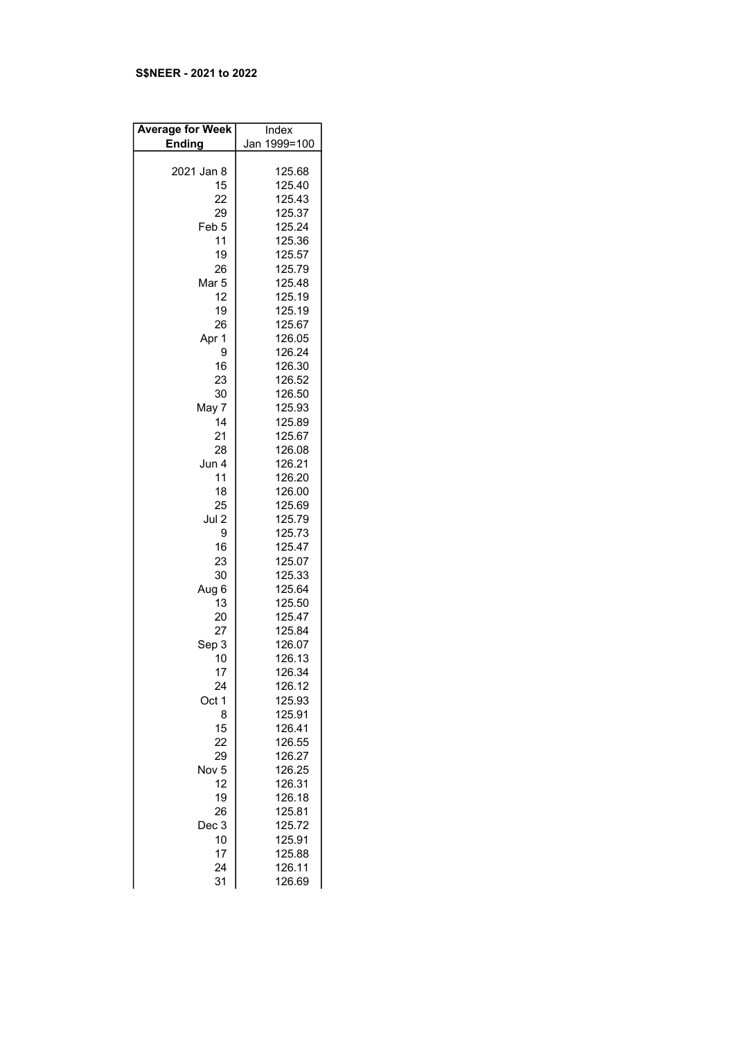**S$NEER - 2021 to 2022**

| Average for Week Ending | Index Jan 1999=100 |
|---|---|
| 2021 Jan 8 | 125.68 |
| 15 | 125.40 |
| 22 | 125.43 |
| 29 | 125.37 |
| Feb 5 | 125.24 |
| 11 | 125.36 |
| 19 | 125.57 |
| 26 | 125.79 |
| Mar 5 | 125.48 |
| 12 | 125.19 |
| 19 | 125.19 |
| 26 | 125.67 |
| Apr 1 | 126.05 |
| 9 | 126.24 |
| 16 | 126.30 |
| 23 | 126.52 |
| 30 | 126.50 |
| May 7 | 125.93 |
| 14 | 125.89 |
| 21 | 125.67 |
| 28 | 126.08 |
| Jun 4 | 126.21 |
| 11 | 126.20 |
| 18 | 126.00 |
| 25 | 125.69 |
| Jul 2 | 125.79 |
| 9 | 125.73 |
| 16 | 125.47 |
| 23 | 125.07 |
| 30 | 125.33 |
| Aug 6 | 125.64 |
| 13 | 125.50 |
| 20 | 125.47 |
| 27 | 125.84 |
| Sep 3 | 126.07 |
| 10 | 126.13 |
| 17 | 126.34 |
| 24 | 126.12 |
| Oct 1 | 125.93 |
| 8 | 125.91 |
| 15 | 126.41 |
| 22 | 126.55 |
| 29 | 126.27 |
| Nov 5 | 126.25 |
| 12 | 126.31 |
| 19 | 126.18 |
| 26 | 125.81 |
| Dec 3 | 125.72 |
| 10 | 125.91 |
| 17 | 125.88 |
| 24 | 126.11 |
| 31 | 126.69 |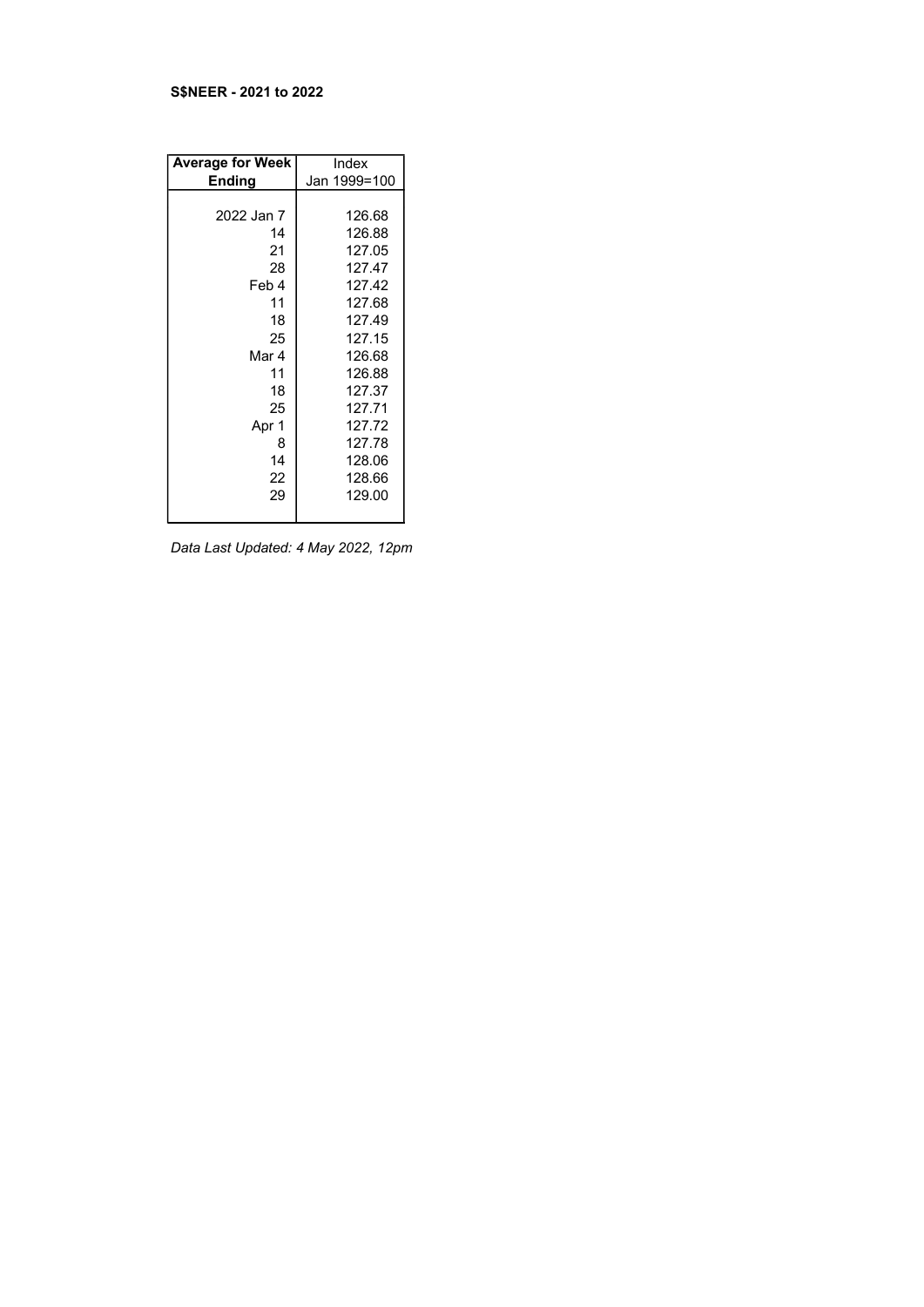**S$NEER - 2021 to 2022**

| Average for Week Ending | Index Jan 1999=100 |
|---|---|
| 2022 Jan 7 | 126.68 |
| 14 | 126.88 |
| 21 | 127.05 |
| 28 | 127.47 |
| Feb 4 | 127.42 |
| 11 | 127.68 |
| 18 | 127.49 |
| 25 | 127.15 |
| Mar 4 | 126.68 |
| 11 | 126.88 |
| 18 | 127.37 |
| 25 | 127.71 |
| Apr 1 | 127.72 |
| 8 | 127.78 |
| 14 | 128.06 |
| 22 | 128.66 |
| 29 | 129.00 |

*Data Last Updated: 4 May 2022, 12pm*